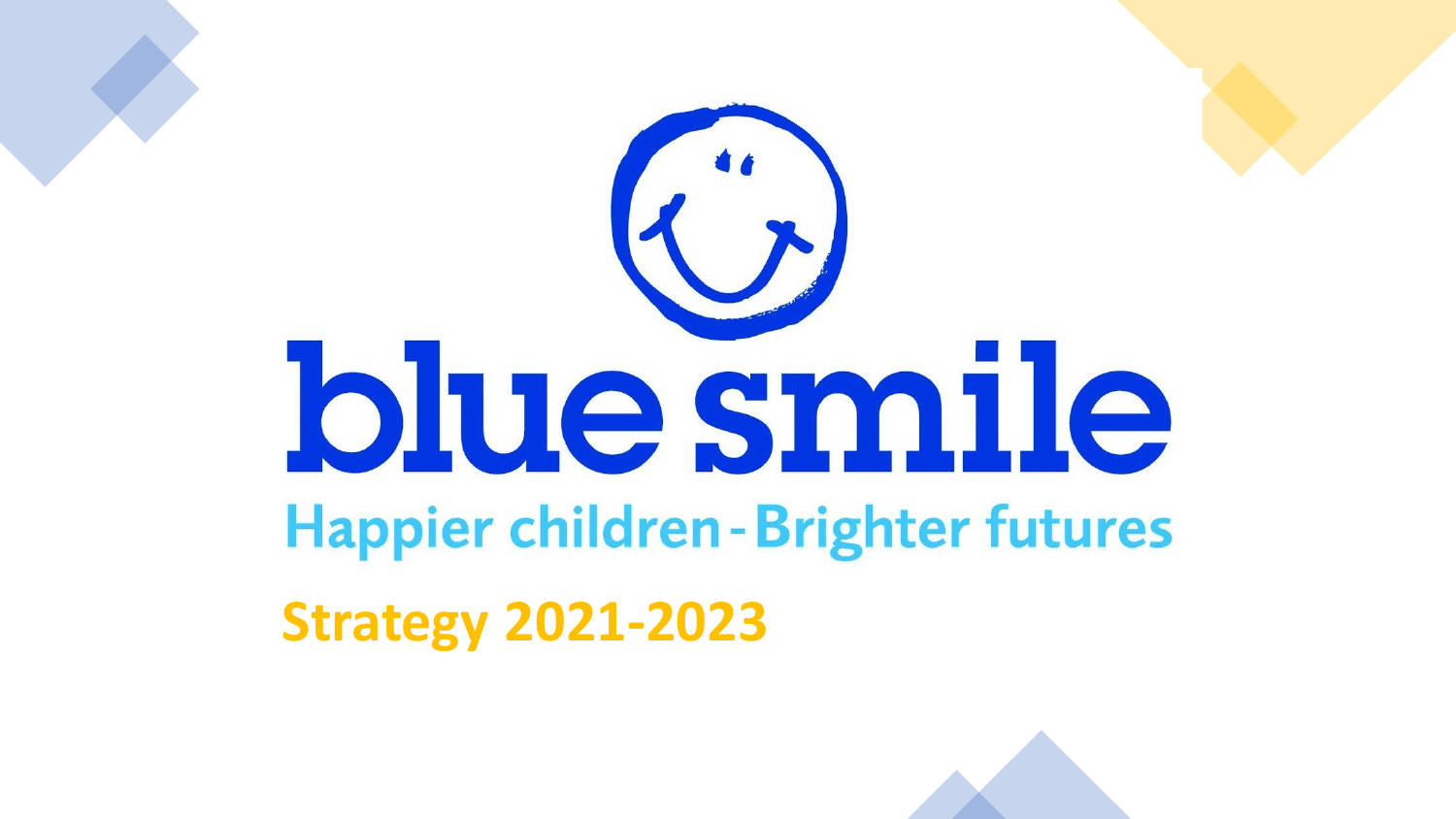# blue smile

Happier children - Brighter futures

## Strategy 2021-2023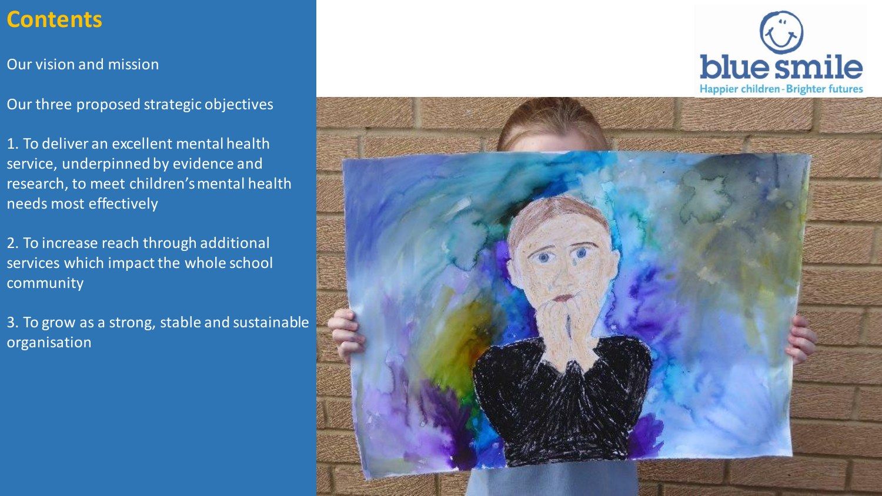## Contents

Our vision and mission

Our three proposed strategic objectives

1. To deliver an excellent mental health service, underpinned by evidence and research, to meet children's mental health needs most effectively

2. To increase reach through additional services which impact the whole school community

3. To grow as a strong, stable and sustainable organisation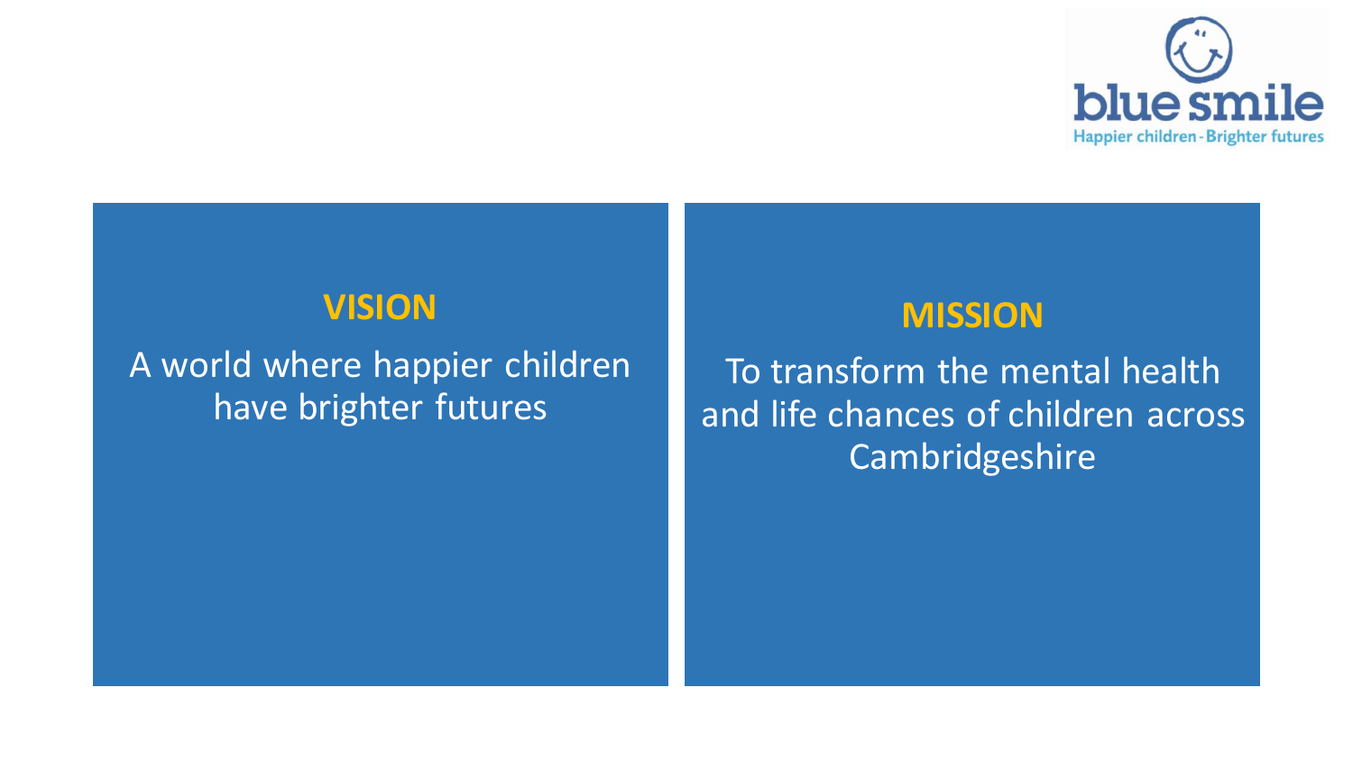blue smile

Happier children - Brighter futures

## VISION

A world where happier children have brighter futures

## MISSION

To transform the mental health and life chances of children across Cambridgeshire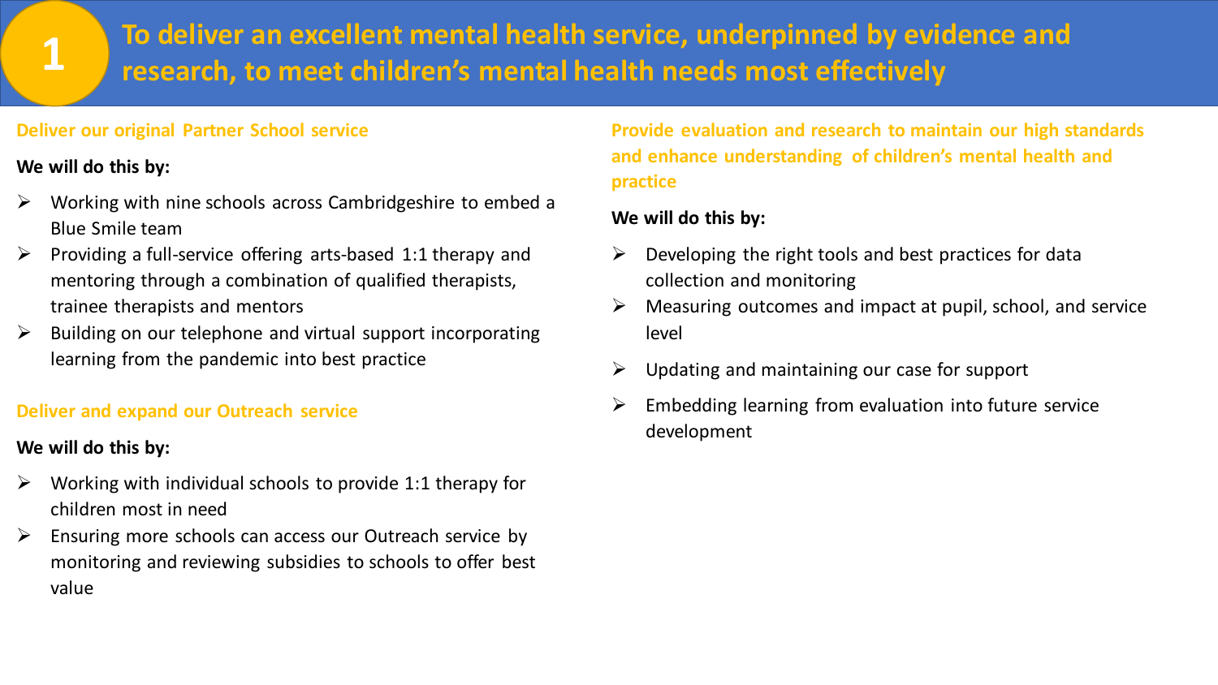# 1 To deliver an excellent mental health service, underpinned by evidence and research, to meet children's mental health needs most effectively

## Deliver our original Partner School service

**We will do this by:**

- Working with nine schools across Cambridgeshire to embed a Blue Smile team
- Providing a full-service offering arts-based 1:1 therapy and mentoring through a combination of qualified therapists, trainee therapists and mentors
- Building on our telephone and virtual support incorporating learning from the pandemic into best practice

## Deliver and expand our Outreach service

**We will do this by:**

- Working with individual schools to provide 1:1 therapy for children most in need
- Ensuring more schools can access our Outreach service by monitoring and reviewing subsidies to schools to offer best value

## Provide evaluation and research to maintain our high standards and enhance understanding of children's mental health and practice

**We will do this by:**

- Developing the right tools and best practices for data collection and monitoring
- Measuring outcomes and impact at pupil, school, and service level
- Updating and maintaining our case for support
- Embedding learning from evaluation into future service development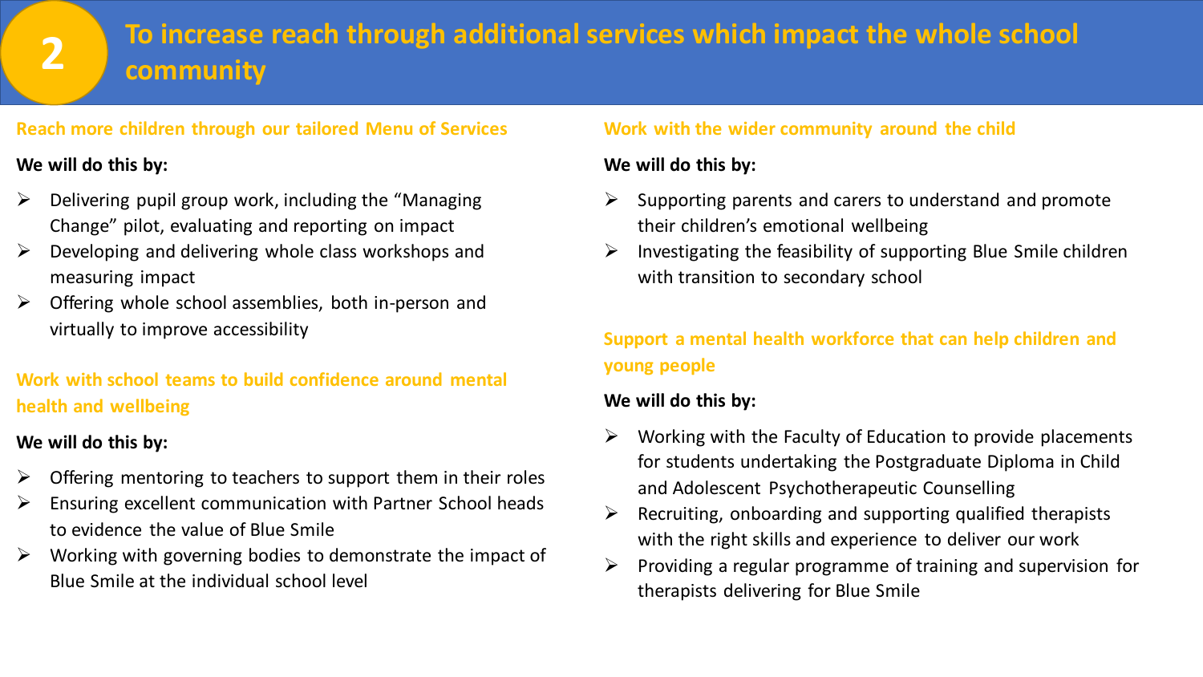# 2 To increase reach through additional services which impact the whole school community

### Reach more children through our tailored Menu of Services

**We will do this by:**

- Delivering pupil group work, including the "Managing Change" pilot, evaluating and reporting on impact
- Developing and delivering whole class workshops and measuring impact
- Offering whole school assemblies, both in-person and virtually to improve accessibility

### Work with school teams to build confidence around mental health and wellbeing

**We will do this by:**

- Offering mentoring to teachers to support them in their roles
- Ensuring excellent communication with Partner School heads to evidence the value of Blue Smile
- Working with governing bodies to demonstrate the impact of Blue Smile at the individual school level

### Work with the wider community around the child

**We will do this by:**

- Supporting parents and carers to understand and promote their children's emotional wellbeing
- Investigating the feasibility of supporting Blue Smile children with transition to secondary school

### Support a mental health workforce that can help children and young people

**We will do this by:**

- Working with the Faculty of Education to provide placements for students undertaking the Postgraduate Diploma in Child and Adolescent Psychotherapeutic Counselling
- Recruiting, onboarding and supporting qualified therapists with the right skills and experience to deliver our work
- Providing a regular programme of training and supervision for therapists delivering for Blue Smile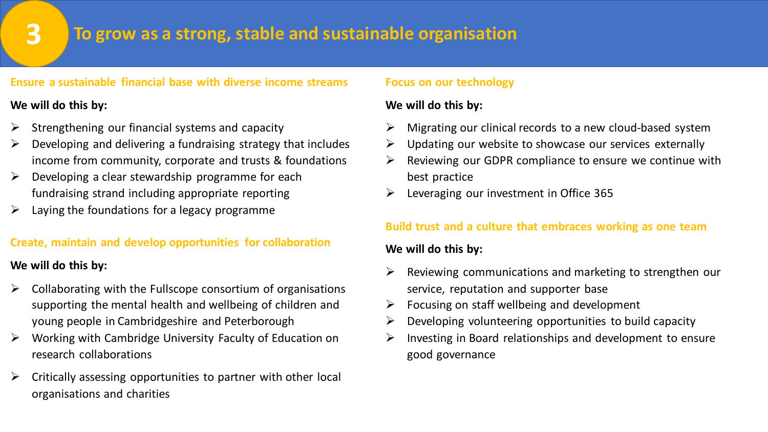# 3 To grow as a strong, stable and sustainable organisation

### Ensure a sustainable financial base with diverse income streams

**We will do this by:**

- Strengthening our financial systems and capacity
- Developing and delivering a fundraising strategy that includes income from community, corporate and trusts & foundations
- Developing a clear stewardship programme for each fundraising strand including appropriate reporting
- Laying the foundations for a legacy programme

### Create, maintain and develop opportunities for collaboration

**We will do this by:**

- Collaborating with the Fullscope consortium of organisations supporting the mental health and wellbeing of children and young people in Cambridgeshire and Peterborough
- Working with Cambridge University Faculty of Education on research collaborations
- Critically assessing opportunities to partner with other local organisations and charities

### Focus on our technology

**We will do this by:**

- Migrating our clinical records to a new cloud-based system
- Updating our website to showcase our services externally
- Reviewing our GDPR compliance to ensure we continue with best practice
- Leveraging our investment in Office 365

### Build trust and a culture that embraces working as one team

**We will do this by:**

- Reviewing communications and marketing to strengthen our service, reputation and supporter base
- Focusing on staff wellbeing and development
- Developing volunteering opportunities to build capacity
- Investing in Board relationships and development to ensure good governance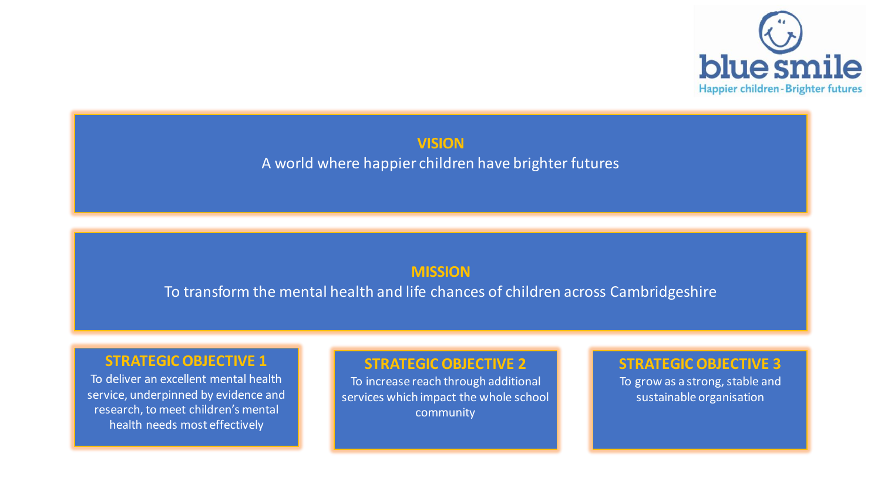blue smile

Happier children - Brighter futures

## VISION

A world where happier children have brighter futures

## MISSION

To transform the mental health and life chances of children across Cambridgeshire

### STRATEGIC OBJECTIVE 1

To deliver an excellent mental health service, underpinned by evidence and research, to meet children's mental health needs most effectively

### STRATEGIC OBJECTIVE 2

To increase reach through additional services which impact the whole school community

### STRATEGIC OBJECTIVE 3

To grow as a strong, stable and sustainable organisation